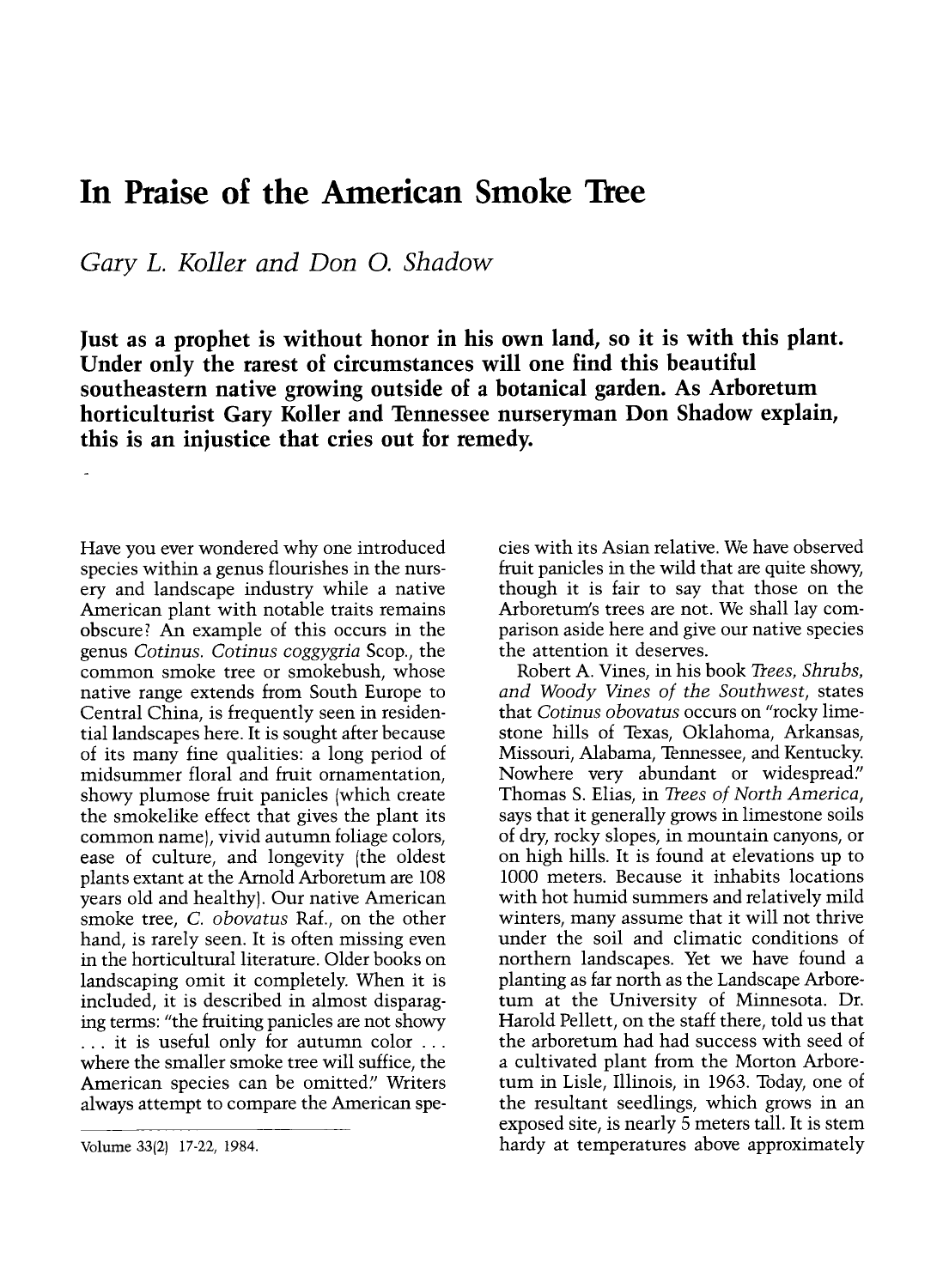# In Praise of the American Smoke Tree

*Gary L. Koller and Don O. Shadow*

**Just as a prophet is without honor in his own land, so it is with this plant. Under only the rarest of circumstances will one find this beautiful southeastern native growing outside of a botanical garden. As Arboretum horticulturist Gary Koller and Tennessee nurseryman Don Shadow explain, this is an injustice that cries out for remedy.**

Have you ever wondered why one introduced species within a genus flourishes in the nursery and landscape industry while a native American plant with notable traits remains obscure? An example of this occurs in the genus *Cotinus*. *Cotinus coggygria* Scop., the common smoke tree or smokebush, whose native range extends from South Europe to Central China, is frequently seen in residential landscapes here. It is sought after because of its many fine qualities: a long period of midsummer floral and fruit ornamentation, showy plumose fruit panicles (which create the smokelike effect that gives the plant its common name), vivid autumn foliage colors, ease of culture, and longevity (the oldest plants extant at the Arnold Arboretum are 108 years old and healthy). Our native American smoke tree, *C. obovatus* Raf., on the other hand, is rarely seen. It is often missing even in the horticultural literature. Older books on landscaping omit it completely. When it is included, it is described in almost disparaging terms: "the fruiting panicles are not showy . . . it is useful only for autumn color . . . where the smaller smoke tree will suffice, the American species can be omitted." Writers always attempt to compare the American species with its Asian relative. We have observed fruit panicles in the wild that are quite showy, though it is fair to say that those on the Arboretum's trees are not. We shall lay comparison aside here and give our native species the attention it deserves.

Robert A. Vines, in his book *Trees, Shrubs, and Woody Vines of the Southwest*, states that *Cotinus obovatus* occurs on "rocky limestone hills of Texas, Oklahoma, Arkansas, Missouri, Alabama, Tennessee, and Kentucky. Nowhere very abundant or widespread." Thomas S. Elias, in *Trees of North America*, says that it generally grows in limestone soils of dry, rocky slopes, in mountain canyons, or on high hills. It is found at elevations up to 1000 meters. Because it inhabits locations with hot humid summers and relatively mild winters, many assume that it will not thrive under the soil and climatic conditions of northern landscapes. Yet we have found a planting as far north as the Landscape Arboretum at the University of Minnesota. Dr. Harold Pellett, on the staff there, told us that the arboretum had had success with seed of a cultivated plant from the Morton Arboretum in Lisle, Illinois, in 1963. Today, one of the resultant seedlings, which grows in an exposed site, is nearly 5 meters tall. It is stem hardy at temperatures above approximately

Volume 33(2) 17-22, 1984.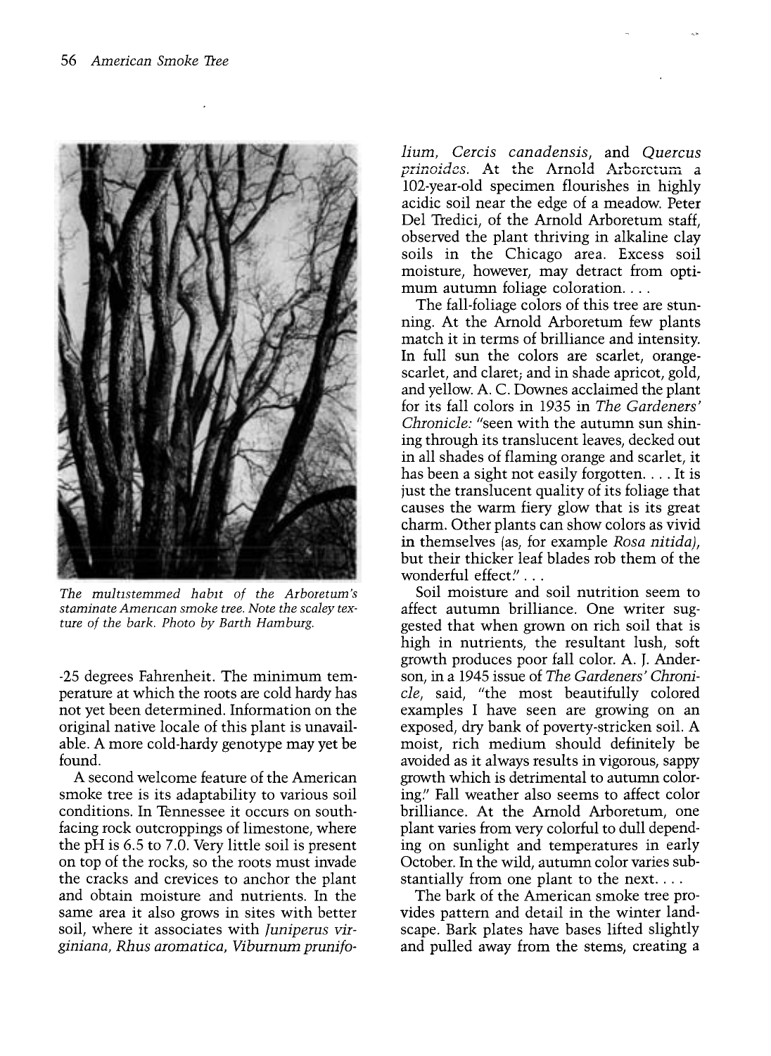*The multistemmed habit of the Arboretum's staminate American smoke tree. Note the scaley texture of the bark. Photo by Barth Hamburg.*

-25 degrees Fahrenheit. The minimum temperature at which the roots are cold hardy has not yet been determined. Information on the original native locale of this plant is unavailable. A more cold-hardy genotype may yet be found.

A second welcome feature of the American smoke tree is its adaptability to various soil conditions. In Tennessee it occurs on south-facing rock outcroppings of limestone, where the pH is 6.5 to 7.0. Very little soil is present on top of the rocks, so the roots must invade the cracks and crevices to anchor the plant and obtain moisture and nutrients. In the same area it also grows in sites with better soil, where it associates with *Juniperus virginiana, Rhus aromatica, Viburnum prunifolium, Cercis canadensis,* and *Quercus prinoides.* At the Arnold Arboretum a 102-year-old specimen flourishes in highly acidic soil near the edge of a meadow. Peter Del Tredici, of the Arnold Arboretum staff, observed the plant thriving in alkaline clay soils in the Chicago area. Excess soil moisture, however, may detract from optimum autumn foliage coloration. . . .

The fall-foliage colors of this tree are stunning. At the Arnold Arboretum few plants match it in terms of brilliance and intensity. In full sun the colors are scarlet, orange-scarlet, and claret; and in shade apricot, gold, and yellow. A. C. Downes acclaimed the plant for its fall colors in 1935 in *The Gardeners' Chronicle:* "seen with the autumn sun shining through its translucent leaves, decked out in all shades of flaming orange and scarlet, it has been a sight not easily forgotten. . . . It is just the translucent quality of its foliage that causes the warm fiery glow that is its great charm. Other plants can show colors as vivid in themselves (as, for example *Rosa nitida*), but their thicker leaf blades rob them of the wonderful effect." . . .

Soil moisture and soil nutrition seem to affect autumn brilliance. One writer suggested that when grown on rich soil that is high in nutrients, the resultant lush, soft growth produces poor fall color. A. J. Anderson, in a 1945 issue of *The Gardeners' Chronicle,* said, "the most beautifully colored examples I have seen are growing on an exposed, dry bank of poverty-stricken soil. A moist, rich medium should definitely be avoided as it always results in vigorous, sappy growth which is detrimental to autumn coloring." Fall weather also seems to affect color brilliance. At the Arnold Arboretum, one plant varies from very colorful to dull depending on sunlight and temperatures in early October. In the wild, autumn color varies substantially from one plant to the next. . . .

The bark of the American smoke tree provides pattern and detail in the winter landscape. Bark plates have bases lifted slightly and pulled away from the stems, creating a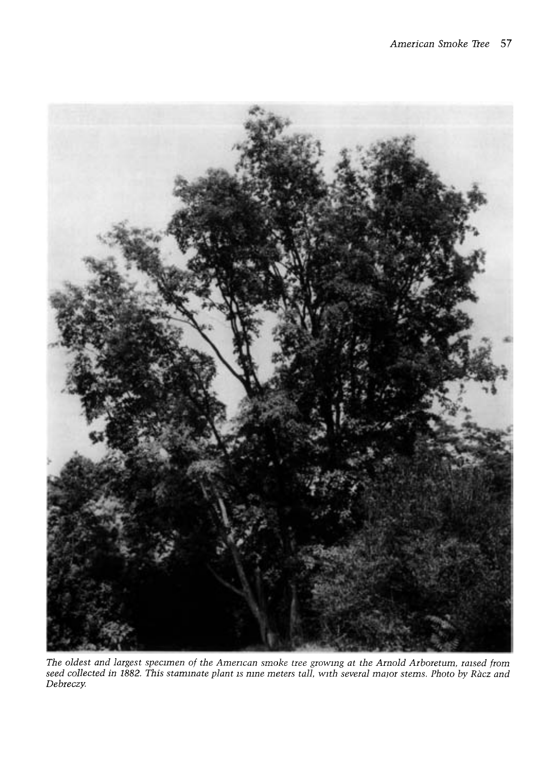*The oldest and largest specimen of the American smoke tree growing at the Arnold Arboretum, raised from seed collected in 1882. This staminate plant is nine meters tall, with several major stems. Photo by Ràcz and Debreczy.*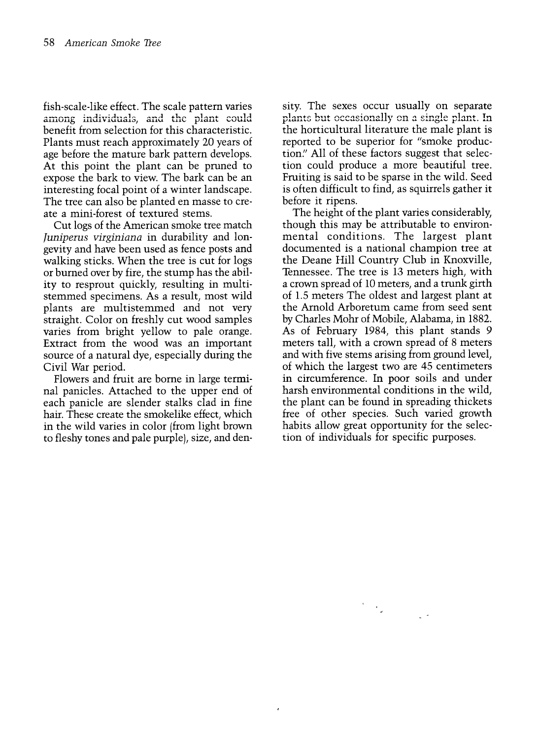fish-scale-like effect. The scale pattern varies among individuals, and the plant could benefit from selection for this characteristic. Plants must reach approximately 20 years of age before the mature bark pattern develops. At this point the plant can be pruned to expose the bark to view. The bark can be an interesting focal point of a winter landscape. The tree can also be planted en masse to create a mini-forest of textured stems.

Cut logs of the American smoke tree match *Juniperus virginiana* in durability and longevity and have been used as fence posts and walking sticks. When the tree is cut for logs or burned over by fire, the stump has the ability to resprout quickly, resulting in multistemmed specimens. As a result, most wild plants are multistemmed and not very straight. Color on freshly cut wood samples varies from bright yellow to pale orange. Extract from the wood was an important source of a natural dye, especially during the Civil War period.

Flowers and fruit are borne in large terminal panicles. Attached to the upper end of each panicle are slender stalks clad in fine hair. These create the smokelike effect, which in the wild varies in color (from light brown to fleshy tones and pale purple), size, and density. The sexes occur usually on separate plants but occasionally on a single plant. In the horticultural literature the male plant is reported to be superior for "smoke production." All of these factors suggest that selection could produce a more beautiful tree. Fruiting is said to be sparse in the wild. Seed is often difficult to find, as squirrels gather it before it ripens.

The height of the plant varies considerably, though this may be attributable to environmental conditions. The largest plant documented is a national champion tree at the Deane Hill Country Club in Knoxville, Tennessee. The tree is 13 meters high, with a crown spread of 10 meters, and a trunk girth of 1.5 meters The oldest and largest plant at the Arnold Arboretum came from seed sent by Charles Mohr of Mobile, Alabama, in 1882. As of February 1984, this plant stands 9 meters tall, with a crown spread of 8 meters and with five stems arising from ground level, of which the largest two are 45 centimeters in circumference. In poor soils and under harsh environmental conditions in the wild, the plant can be found in spreading thickets free of other species. Such varied growth habits allow great opportunity for the selection of individuals for specific purposes.